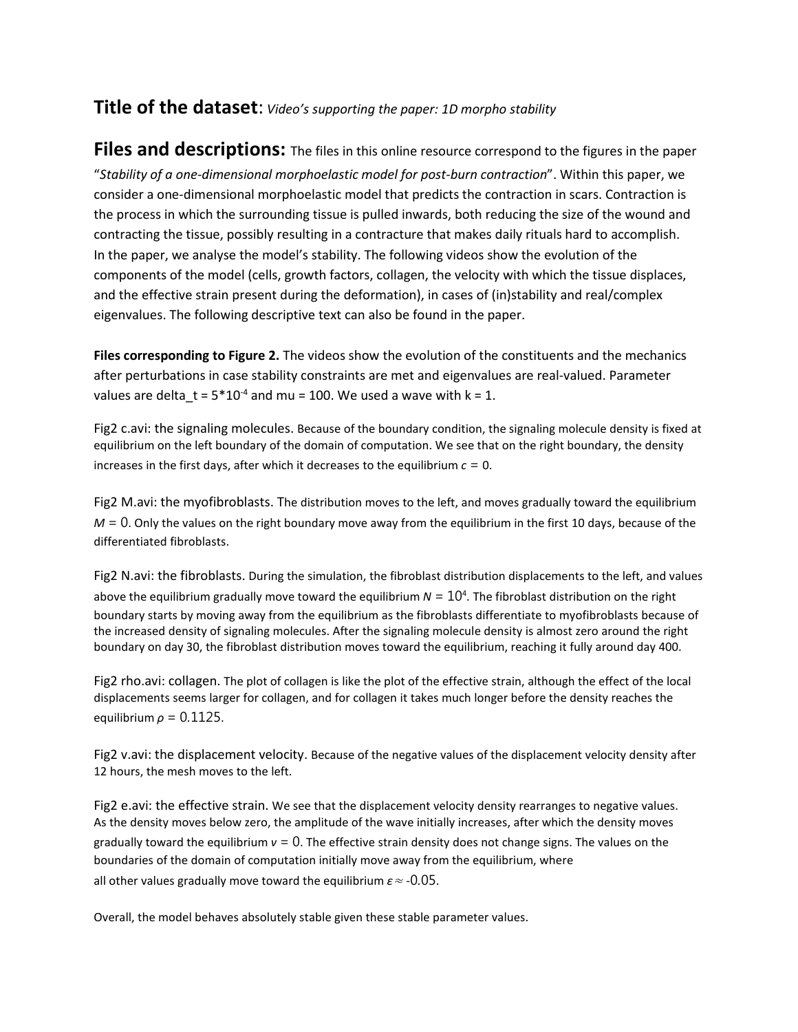## **Title of the dataset**: *Video's supporting the paper: 1D morpho stability*

## **Files and descriptions:** The files in this online resource correspond to the figures in the paper

"*Stability of a one-dimensional morphoelastic model for post-burn contraction*". Within this paper, we consider a one-dimensional morphoelastic model that predicts the contraction in scars. Contraction is the process in which the surrounding tissue is pulled inwards, both reducing the size of the wound and contracting the tissue, possibly resulting in a contracture that makes daily rituals hard to accomplish. In the paper, we analyse the model's stability. The following videos show the evolution of the components of the model (cells, growth factors, collagen, the velocity with which the tissue displaces, and the effective strain present during the deformation), in cases of (in)stability and real/complex eigenvalues. The following descriptive text can also be found in the paper.

**Files corresponding to Figure 2.** The videos show the evolution of the constituents and the mechanics after perturbations in case stability constraints are met and eigenvalues are real-valued. Parameter values are delta_t = $5*10^{-4}$ and mu = 100. We used a wave with k = 1.

Fig2 c.avi: the signaling molecules. Because of the boundary condition, the signaling molecule density is fixed at equilibrium on the left boundary of the domain of computation. We see that on the right boundary, the density increases in the first days, after which it decreases to the equilibrium $c = 0$.

Fig2 M.avi: the myofibroblasts. The distribution moves to the left, and moves gradually toward the equilibrium $M = 0$. Only the values on the right boundary move away from the equilibrium in the first 10 days, because of the differentiated fibroblasts.

Fig2 N.avi: the fibroblasts. During the simulation, the fibroblast distribution displacements to the left, and values above the equilibrium gradually move toward the equilibrium $N = 10^4$. The fibroblast distribution on the right boundary starts by moving away from the equilibrium as the fibroblasts differentiate to myofibroblasts because of the increased density of signaling molecules. After the signaling molecule density is almost zero around the right boundary on day 30, the fibroblast distribution moves toward the equilibrium, reaching it fully around day 400.

Fig2 rho.avi: collagen. The plot of collagen is like the plot of the effective strain, although the effect of the local displacements seems larger for collagen, and for collagen it takes much longer before the density reaches the equilibrium $\rho = 0.1125$.

Fig2 v.avi: the displacement velocity. Because of the negative values of the displacement velocity density after 12 hours, the mesh moves to the left.

Fig2 e.avi: the effective strain. We see that the displacement velocity density rearranges to negative values. As the density moves below zero, the amplitude of the wave initially increases, after which the density moves gradually toward the equilibrium $v = 0$. The effective strain density does not change signs. The values on the boundaries of the domain of computation initially move away from the equilibrium, where all other values gradually move toward the equilibrium $\varepsilon \approx -0.05$.

Overall, the model behaves absolutely stable given these stable parameter values.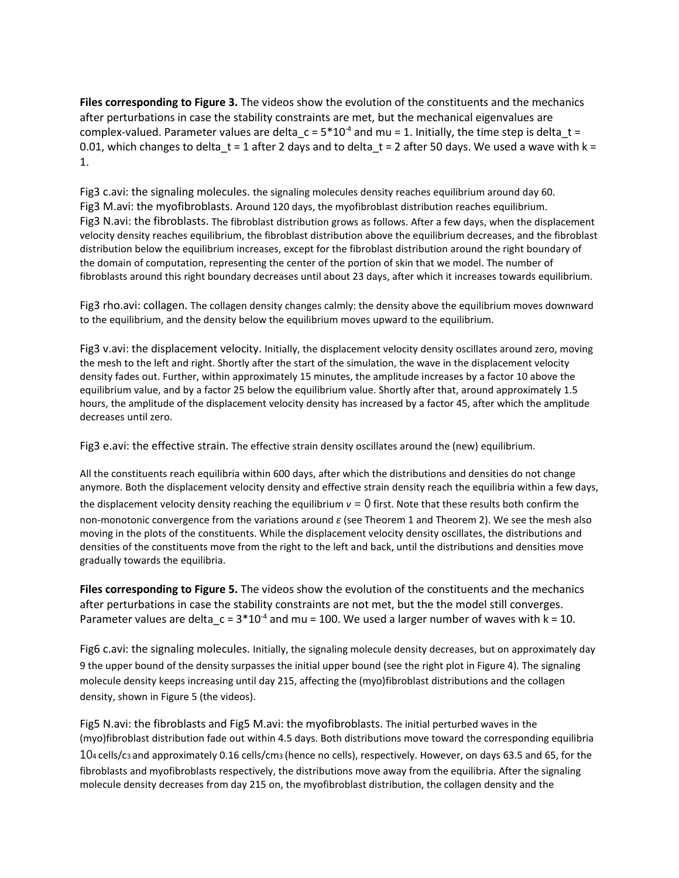**Files corresponding to Figure 3.** The videos show the evolution of the constituents and the mechanics after perturbations in case the stability constraints are met, but the mechanical eigenvalues are complex-valued. Parameter values are delta_c = $5*10^{-4}$ and mu = 1. Initially, the time step is delta_t = 0.01, which changes to delta_t = 1 after 2 days and to delta_t = 2 after 50 days. We used a wave with k = 1.

Fig3 c.avi: the signaling molecules. the signaling molecules density reaches equilibrium around day 60.
Fig3 M.avi: the myofibroblasts. Around 120 days, the myofibroblast distribution reaches equilibrium.
Fig3 N.avi: the fibroblasts. The fibroblast distribution grows as follows. After a few days, when the displacement velocity density reaches equilibrium, the fibroblast distribution above the equilibrium decreases, and the fibroblast distribution below the equilibrium increases, except for the fibroblast distribution around the right boundary of the domain of computation, representing the center of the portion of skin that we model. The number of fibroblasts around this right boundary decreases until about 23 days, after which it increases towards equilibrium.

Fig3 rho.avi: collagen. The collagen density changes calmly: the density above the equilibrium moves downward to the equilibrium, and the density below the equilibrium moves upward to the equilibrium.

Fig3 v.avi: the displacement velocity. Initially, the displacement velocity density oscillates around zero, moving the mesh to the left and right. Shortly after the start of the simulation, the wave in the displacement velocity density fades out. Further, within approximately 15 minutes, the amplitude increases by a factor 10 above the equilibrium value, and by a factor 25 below the equilibrium value. Shortly after that, around approximately 1.5 hours, the amplitude of the displacement velocity density has increased by a factor 45, after which the amplitude decreases until zero.

Fig3 e.avi: the effective strain. The effective strain density oscillates around the (new) equilibrium.

All the constituents reach equilibria within 600 days, after which the distributions and densities do not change anymore. Both the displacement velocity density and effective strain density reach the equilibria within a few days, the displacement velocity density reaching the equilibrium $v = 0$ first. Note that these results both confirm the non-monotonic convergence from the variations around $\varepsilon$ (see Theorem 1 and Theorem 2). We see the mesh also moving in the plots of the constituents. While the displacement velocity density oscillates, the distributions and densities of the constituents move from the right to the left and back, until the distributions and densities move gradually towards the equilibria.

**Files corresponding to Figure 5.** The videos show the evolution of the constituents and the mechanics after perturbations in case the stability constraints are not met, but the the model still converges. Parameter values are delta_c = $3*10^{-4}$ and mu = 100. We used a larger number of waves with k = 10.

Fig6 c.avi: the signaling molecules. Initially, the signaling molecule density decreases, but on approximately day 9 the upper bound of the density surpasses the initial upper bound (see the right plot in Figure 4). The signaling molecule density keeps increasing until day 215, affecting the (myo)fibroblast distributions and the collagen density, shown in Figure 5 (the videos).

Fig5 N.avi: the fibroblasts and Fig5 M.avi: the myofibroblasts. The initial perturbed waves in the (myo)fibroblast distribution fade out within 4.5 days. Both distributions move toward the corresponding equilibria $10^4$ cells/$c^3$ and approximately 0.16 cells/$cm^3$ (hence no cells), respectively. However, on days 63.5 and 65, for the fibroblasts and myofibroblasts respectively, the distributions move away from the equilibria. After the signaling molecule density decreases from day 215 on, the myofibroblast distribution, the collagen density and the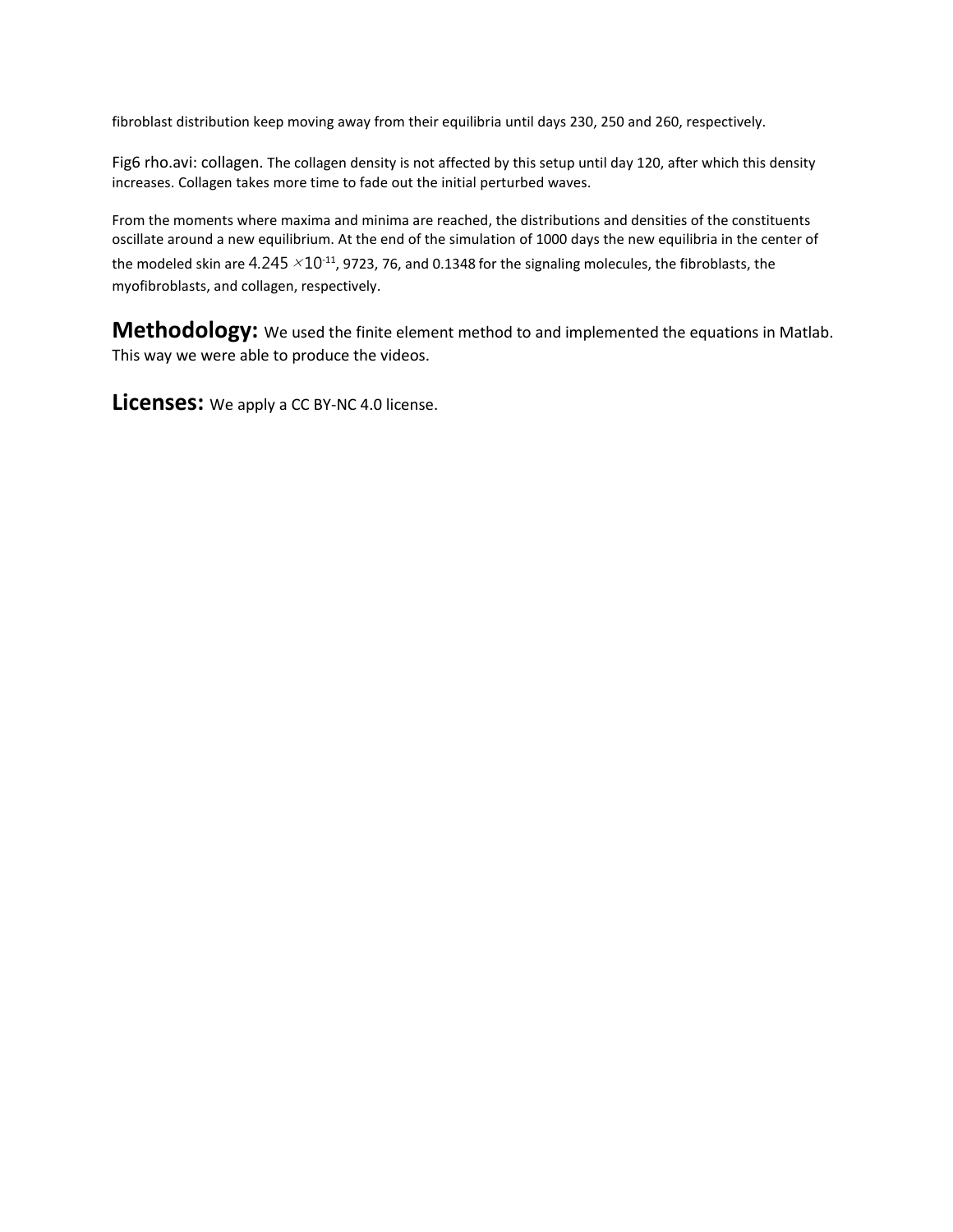fibroblast distribution keep moving away from their equilibria until days 230, 250 and 260, respectively.

Fig6 rho.avi: collagen. The collagen density is not affected by this setup until day 120, after which this density increases. Collagen takes more time to fade out the initial perturbed waves.

From the moments where maxima and minima are reached, the distributions and densities of the constituents oscillate around a new equilibrium. At the end of the simulation of 1000 days the new equilibria in the center of the modeled skin are $4.245 \times 10^{-11}$, 9723, 76, and 0.1348 for the signaling molecules, the fibroblasts, the myofibroblasts, and collagen, respectively.

**Methodology:** We used the finite element method to and implemented the equations in Matlab. This way we were able to produce the videos.

**Licenses:** We apply a CC BY-NC 4.0 license.